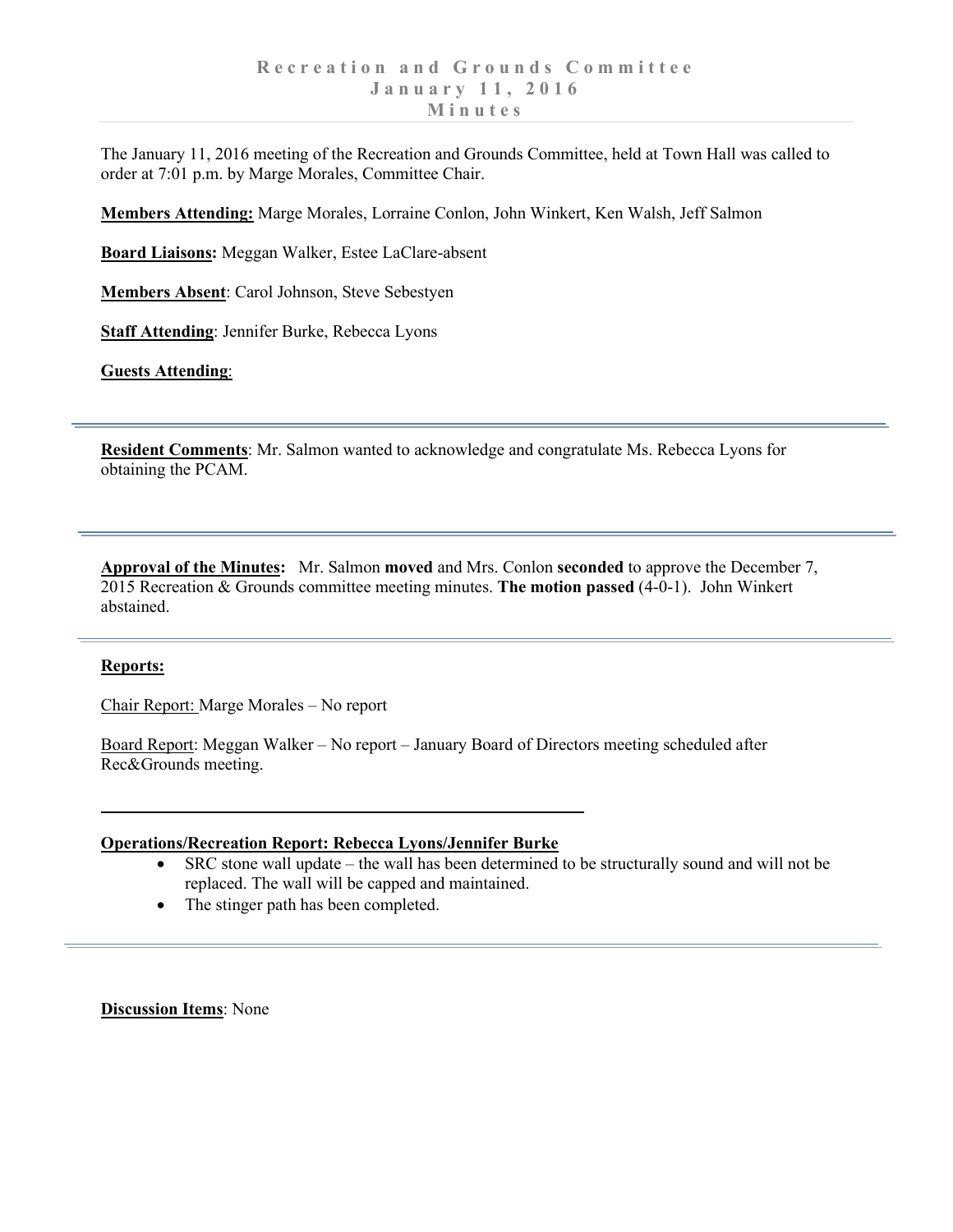# Recreation and Grounds Committee
## January 11, 2016
## Minutes

The January 11, 2016 meeting of the Recreation and Grounds Committee, held at Town Hall was called to order at 7:01 p.m. by Marge Morales, Committee Chair.

**Members Attending:** Marge Morales, Lorraine Conlon, John Winkert, Ken Walsh, Jeff Salmon

**Board Liaisons:** Meggan Walker, Estee LaClare-absent

**Members Absent**: Carol Johnson, Steve Sebestyen

**Staff Attending**: Jennifer Burke, Rebecca Lyons

**Guests Attending**:

---

**Resident Comments**: Mr. Salmon wanted to acknowledge and congratulate Ms. Rebecca Lyons for obtaining the PCAM.

---

**Approval of the Minutes:** Mr. Salmon **moved** and Mrs. Conlon **seconded** to approve the December 7, 2015 Recreation & Grounds committee meeting minutes. **The motion passed** (4-0-1). John Winkert abstained.

---

**Reports:**

Chair Report: Marge Morales – No report

Board Report: Meggan Walker – No report – January Board of Directors meeting scheduled after Rec&Grounds meeting.

---

**Operations/Recreation Report: Rebecca Lyons/Jennifer Burke**

- SRC stone wall update – the wall has been determined to be structurally sound and will not be replaced. The wall will be capped and maintained.
- The stinger path has been completed.

---

**Discussion Items**: None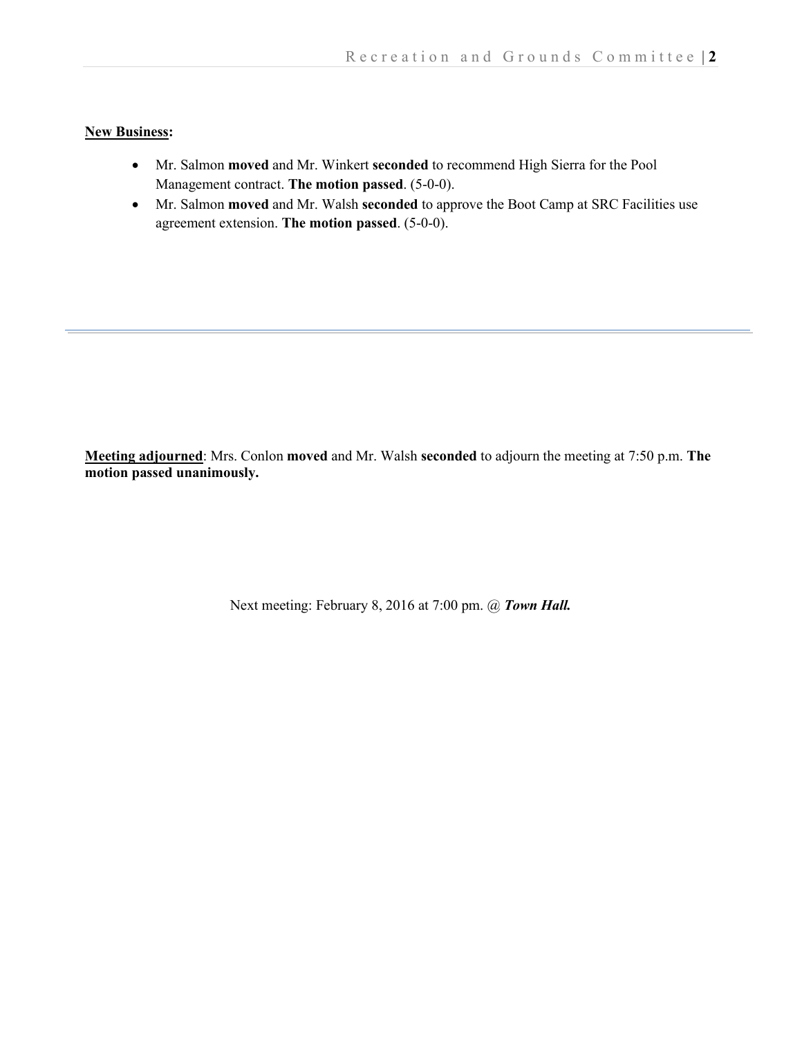**New Business:**

- Mr. Salmon **moved** and Mr. Winkert **seconded** to recommend High Sierra for the Pool Management contract. **The motion passed**. (5-0-0).
- Mr. Salmon **moved** and Mr. Walsh **seconded** to approve the Boot Camp at SRC Facilities use agreement extension. **The motion passed**. (5-0-0).

---

**Meeting adjourned**: Mrs. Conlon **moved** and Mr. Walsh **seconded** to adjourn the meeting at 7:50 p.m. **The motion passed unanimously.**

Next meeting: February 8, 2016 at 7:00 pm. @ ***Town Hall.***